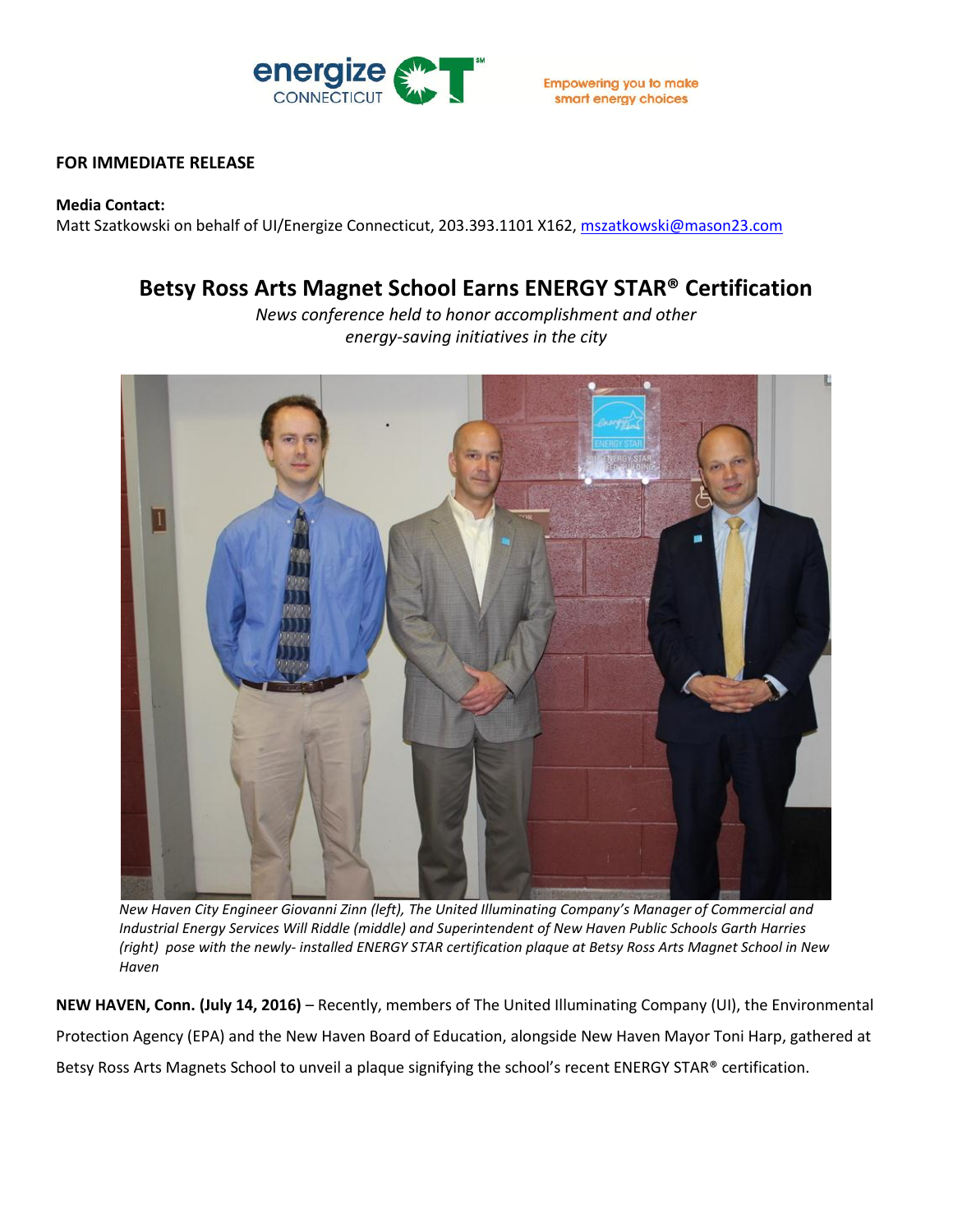energize CONNECTICUT

Empowering you to make smart energy choices

**FOR IMMEDIATE RELEASE**

**Media Contact:**
Matt Szatkowski on behalf of UI/Energize Connecticut, 203.393.1101 X162, mszatkowski@mason23.com

# Betsy Ross Arts Magnet School Earns ENERGY STAR® Certification

*News conference held to honor accomplishment and other energy-saving initiatives in the city*

*New Haven City Engineer Giovanni Zinn (left), The United Illuminating Company's Manager of Commercial and Industrial Energy Services Will Riddle (middle) and Superintendent of New Haven Public Schools Garth Harries (right) pose with the newly- installed ENERGY STAR certification plaque at Betsy Ross Arts Magnet School in New Haven*

**NEW HAVEN, Conn. (July 14, 2016)** – Recently, members of The United Illuminating Company (UI), the Environmental Protection Agency (EPA) and the New Haven Board of Education, alongside New Haven Mayor Toni Harp, gathered at Betsy Ross Arts Magnets School to unveil a plaque signifying the school's recent ENERGY STAR® certification.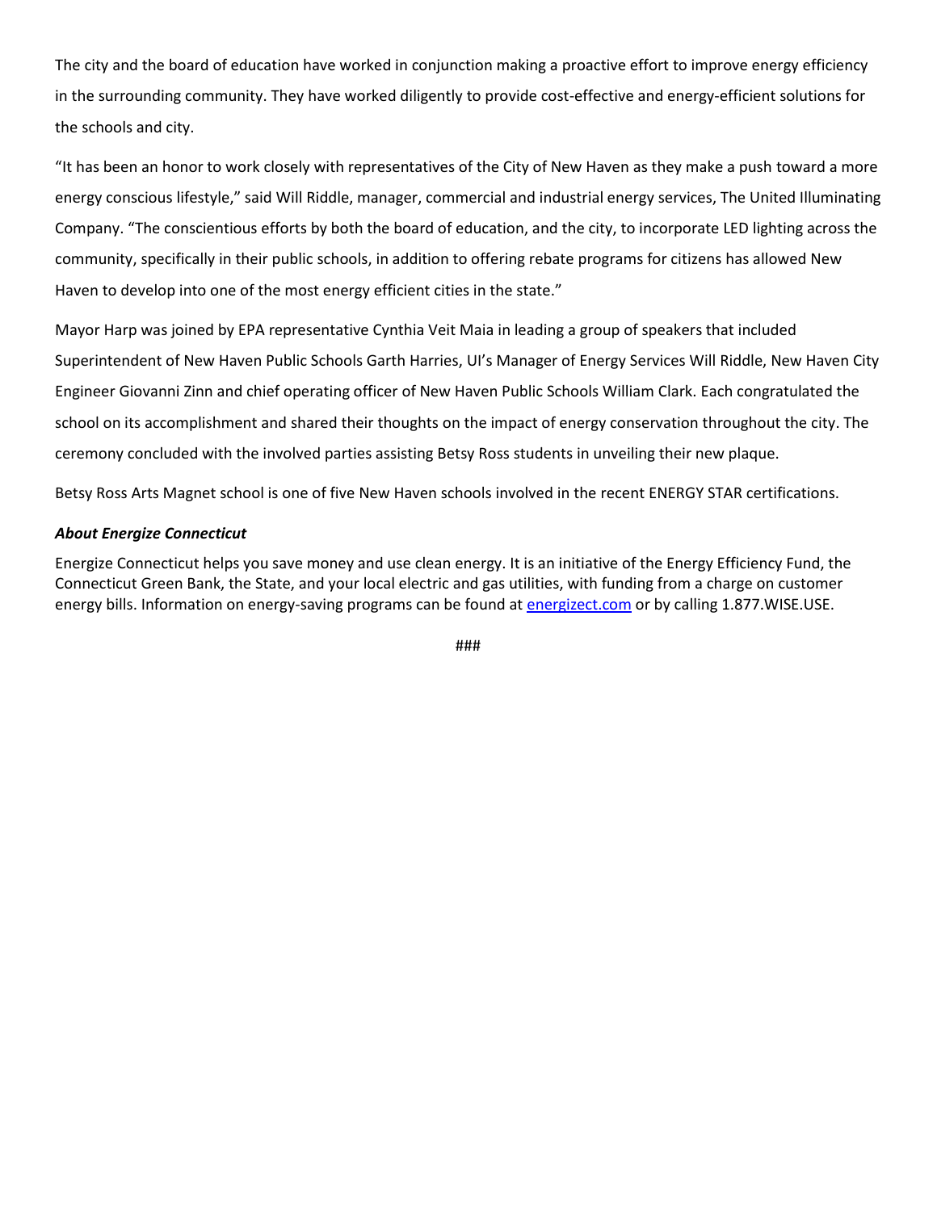The city and the board of education have worked in conjunction making a proactive effort to improve energy efficiency in the surrounding community. They have worked diligently to provide cost-effective and energy-efficient solutions for the schools and city.

"It has been an honor to work closely with representatives of the City of New Haven as they make a push toward a more energy conscious lifestyle," said Will Riddle, manager, commercial and industrial energy services, The United Illuminating Company. "The conscientious efforts by both the board of education, and the city, to incorporate LED lighting across the community, specifically in their public schools, in addition to offering rebate programs for citizens has allowed New Haven to develop into one of the most energy efficient cities in the state."

Mayor Harp was joined by EPA representative Cynthia Veit Maia in leading a group of speakers that included Superintendent of New Haven Public Schools Garth Harries, UI's Manager of Energy Services Will Riddle, New Haven City Engineer Giovanni Zinn and chief operating officer of New Haven Public Schools William Clark. Each congratulated the school on its accomplishment and shared their thoughts on the impact of energy conservation throughout the city. The ceremony concluded with the involved parties assisting Betsy Ross students in unveiling their new plaque.

Betsy Ross Arts Magnet school is one of five New Haven schools involved in the recent ENERGY STAR certifications.

***About Energize Connecticut***

Energize Connecticut helps you save money and use clean energy. It is an initiative of the Energy Efficiency Fund, the Connecticut Green Bank, the State, and your local electric and gas utilities, with funding from a charge on customer energy bills. Information on energy-saving programs can be found at energizect.com or by calling 1.877.WISE.USE.

###